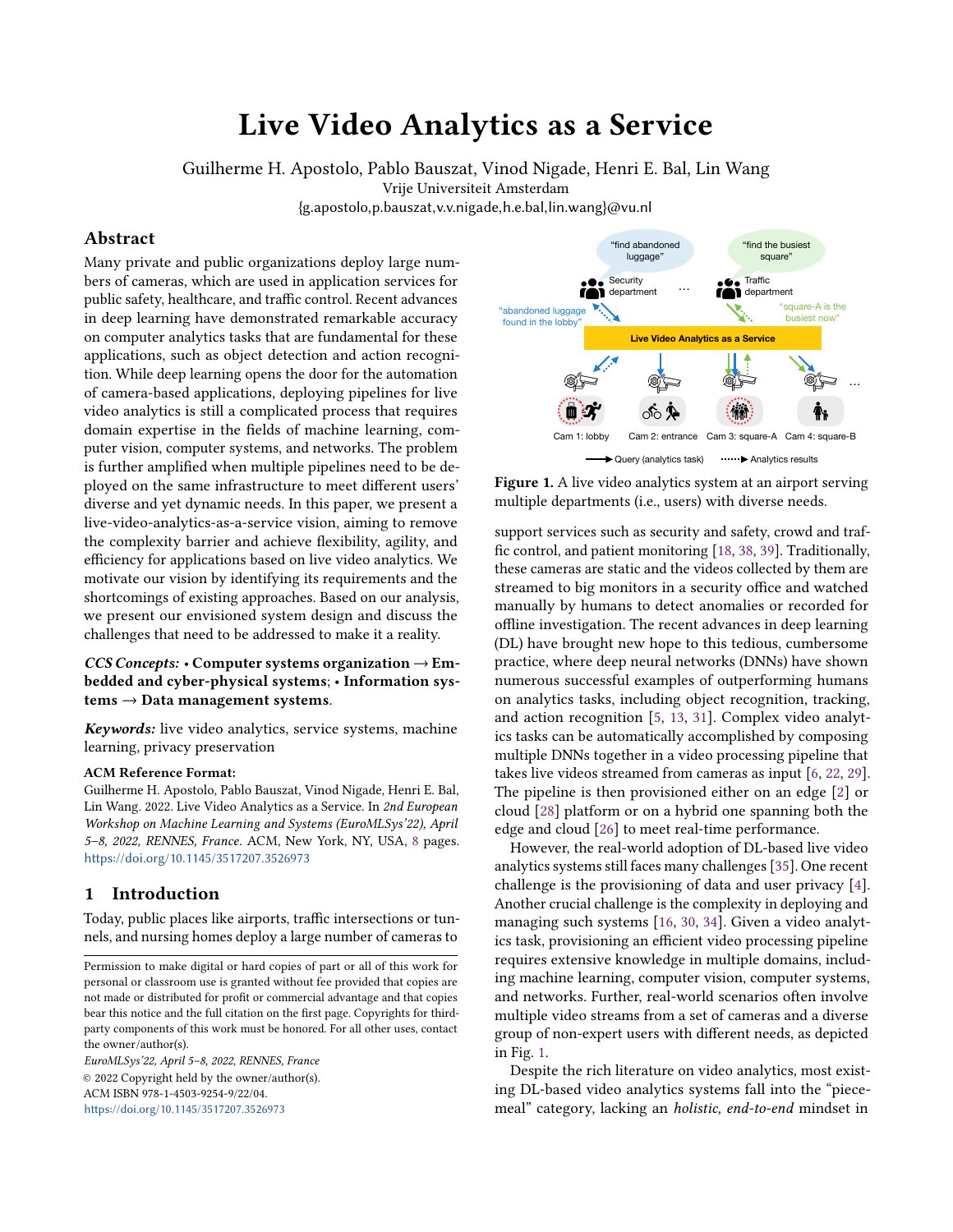# Live Video Analytics as a Service

Guilherme H. Apostolo, Pablo Bauszat, Vinod Nigade, Henri E. Bal, Lin Wang
Vrije Universiteit Amsterdam
{g.apostolo,p.bauszat,v.v.nigade,h.e.bal,lin.wang}@vu.nl

## Abstract

Many private and public organizations deploy large numbers of cameras, which are used in application services for public safety, healthcare, and traffic control. Recent advances in deep learning have demonstrated remarkable accuracy on computer analytics tasks that are fundamental for these applications, such as object detection and action recognition. While deep learning opens the door for the automation of camera-based applications, deploying pipelines for live video analytics is still a complicated process that requires domain expertise in the fields of machine learning, computer vision, computer systems, and networks. The problem is further amplified when multiple pipelines need to be deployed on the same infrastructure to meet different users' diverse and yet dynamic needs. In this paper, we present a live-video-analytics-as-a-service vision, aiming to remove the complexity barrier and achieve flexibility, agility, and efficiency for applications based on live video analytics. We motivate our vision by identifying its requirements and the shortcomings of existing approaches. Based on our analysis, we present our envisioned system design and discuss the challenges that need to be addressed to make it a reality.

***CCS Concepts:*** • **Computer systems organization** → **Embedded and cyber-physical systems**; • **Information systems** → **Data management systems**.

***Keywords:*** live video analytics, service systems, machine learning, privacy preservation

**ACM Reference Format:**
Guilherme H. Apostolo, Pablo Bauszat, Vinod Nigade, Henri E. Bal, Lin Wang. 2022. Live Video Analytics as a Service. In *2nd European Workshop on Machine Learning and Systems (EuroMLSys'22), April 5–8, 2022, RENNES, France.* ACM, New York, NY, USA, 8 pages. https://doi.org/10.1145/3517207.3526973

Permission to make digital or hard copies of part or all of this work for personal or classroom use is granted without fee provided that copies are not made or distributed for profit or commercial advantage and that copies bear this notice and the full citation on the first page. Copyrights for third-party components of this work must be honored. For all other uses, contact the owner/author(s).
*EuroMLSys'22, April 5–8, 2022, RENNES, France*
© 2022 Copyright held by the owner/author(s).
ACM ISBN 978-1-4503-9254-9/22/04.
https://doi.org/10.1145/3517207.3526973

**Figure 1.** A live video analytics system at an airport serving multiple departments (i.e., users) with diverse needs.

## 1 Introduction

Today, public places like airports, traffic intersections or tunnels, and nursing homes deploy a large number of cameras to support services such as security and safety, crowd and traffic control, and patient monitoring [18, 38, 39]. Traditionally, these cameras are static and the videos collected by them are streamed to big monitors in a security office and watched manually by humans to detect anomalies or recorded for offline investigation. The recent advances in deep learning (DL) have brought new hope to this tedious, cumbersome practice, where deep neural networks (DNNs) have shown numerous successful examples of outperforming humans on analytics tasks, including object recognition, tracking, and action recognition [5, 13, 31]. Complex video analytics tasks can be automatically accomplished by composing multiple DNNs together in a video processing pipeline that takes live videos streamed from cameras as input [6, 22, 29]. The pipeline is then provisioned either on an edge [2] or cloud [28] platform or on a hybrid one spanning both the edge and cloud [26] to meet real-time performance.

However, the real-world adoption of DL-based live video analytics systems still faces many challenges [35]. One recent challenge is the provisioning of data and user privacy [4]. Another crucial challenge is the complexity in deploying and managing such systems [16, 30, 34]. Given a video analytics task, provisioning an efficient video processing pipeline requires extensive knowledge in multiple domains, including machine learning, computer vision, computer systems, and networks. Further, real-world scenarios often involve multiple video streams from a set of cameras and a diverse group of non-expert users with different needs, as depicted in Fig. 1.

Despite the rich literature on video analytics, most existing DL-based video analytics systems fall into the "piecemeal" category, lacking an *holistic, end-to-end* mindset in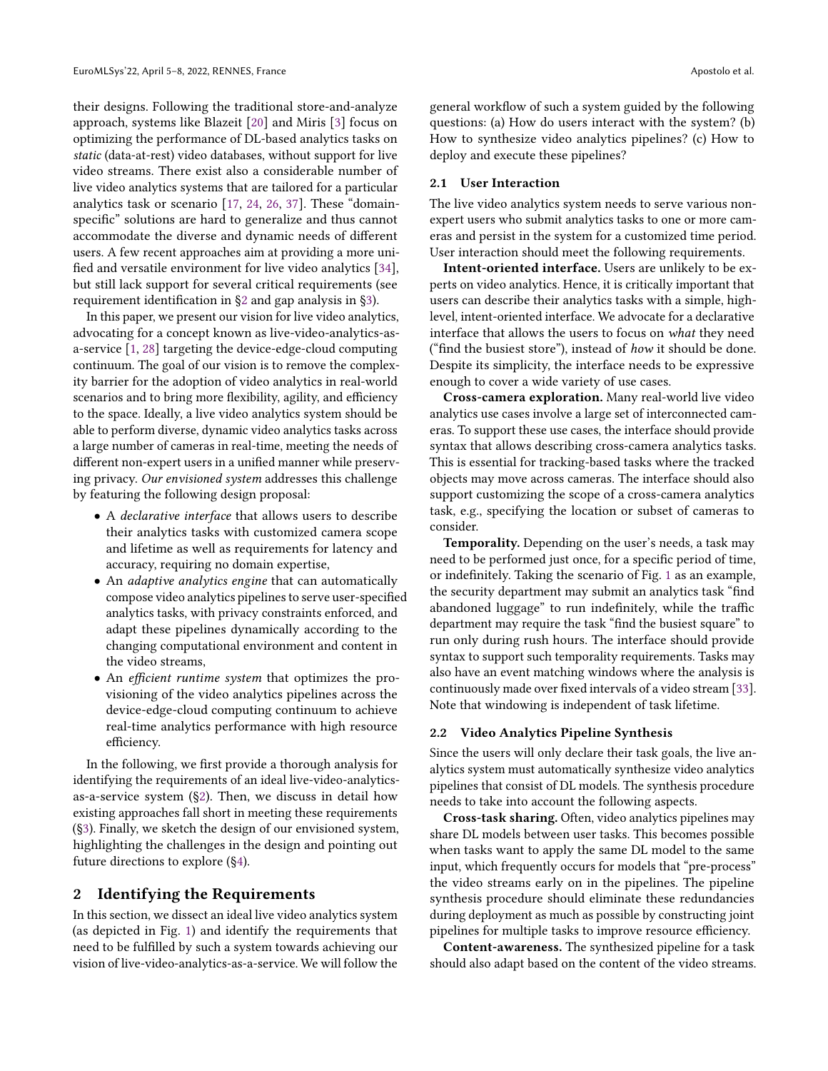their designs. Following the traditional store-and-analyze approach, systems like Blazeit [20] and Miris [3] focus on optimizing the performance of DL-based analytics tasks on *static* (data-at-rest) video databases, without support for live video streams. There exist also a considerable number of live video analytics systems that are tailored for a particular analytics task or scenario [17, 24, 26, 37]. These "domain-specific" solutions are hard to generalize and thus cannot accommodate the diverse and dynamic needs of different users. A few recent approaches aim at providing a more unified and versatile environment for live video analytics [34], but still lack support for several critical requirements (see requirement identification in §2 and gap analysis in §3).

In this paper, we present our vision for live video analytics, advocating for a concept known as live-video-analytics-as-a-service [1, 28] targeting the device-edge-cloud computing continuum. The goal of our vision is to remove the complexity barrier for the adoption of video analytics in real-world scenarios and to bring more flexibility, agility, and efficiency to the space. Ideally, a live video analytics system should be able to perform diverse, dynamic video analytics tasks across a large number of cameras in real-time, meeting the needs of different non-expert users in a unified manner while preserving privacy. *Our envisioned system* addresses this challenge by featuring the following design proposal:

- A *declarative interface* that allows users to describe their analytics tasks with customized camera scope and lifetime as well as requirements for latency and accuracy, requiring no domain expertise,
- An *adaptive analytics engine* that can automatically compose video analytics pipelines to serve user-specified analytics tasks, with privacy constraints enforced, and adapt these pipelines dynamically according to the changing computational environment and content in the video streams,
- An *efficient runtime system* that optimizes the provisioning of the video analytics pipelines across the device-edge-cloud computing continuum to achieve real-time analytics performance with high resource efficiency.

In the following, we first provide a thorough analysis for identifying the requirements of an ideal live-video-analytics-as-a-service system (§2). Then, we discuss in detail how existing approaches fall short in meeting these requirements (§3). Finally, we sketch the design of our envisioned system, highlighting the challenges in the design and pointing out future directions to explore (§4).

## 2 Identifying the Requirements

In this section, we dissect an ideal live video analytics system (as depicted in Fig. 1) and identify the requirements that need to be fulfilled by such a system towards achieving our vision of live-video-analytics-as-a-service. We will follow the general workflow of such a system guided by the following questions: (a) How do users interact with the system? (b) How to synthesize video analytics pipelines? (c) How to deploy and execute these pipelines?

### 2.1 User Interaction

The live video analytics system needs to serve various non-expert users who submit analytics tasks to one or more cameras and persist in the system for a customized time period. User interaction should meet the following requirements.

**Intent-oriented interface.** Users are unlikely to be experts on video analytics. Hence, it is critically important that users can describe their analytics tasks with a simple, high-level, intent-oriented interface. We advocate for a declarative interface that allows the users to focus on *what* they need ("find the busiest store"), instead of *how* it should be done. Despite its simplicity, the interface needs to be expressive enough to cover a wide variety of use cases.

**Cross-camera exploration.** Many real-world live video analytics use cases involve a large set of interconnected cameras. To support these use cases, the interface should provide syntax that allows describing cross-camera analytics tasks. This is essential for tracking-based tasks where the tracked objects may move across cameras. The interface should also support customizing the scope of a cross-camera analytics task, e.g., specifying the location or subset of cameras to consider.

**Temporality.** Depending on the user's needs, a task may need to be performed just once, for a specific period of time, or indefinitely. Taking the scenario of Fig. 1 as an example, the security department may submit an analytics task "find abandoned luggage" to run indefinitely, while the traffic department may require the task "find the busiest square" to run only during rush hours. The interface should provide syntax to support such temporality requirements. Tasks may also have an event matching windows where the analysis is continuously made over fixed intervals of a video stream [33]. Note that windowing is independent of task lifetime.

### 2.2 Video Analytics Pipeline Synthesis

Since the users will only declare their task goals, the live analytics system must automatically synthesize video analytics pipelines that consist of DL models. The synthesis procedure needs to take into account the following aspects.

**Cross-task sharing.** Often, video analytics pipelines may share DL models between user tasks. This becomes possible when tasks want to apply the same DL model to the same input, which frequently occurs for models that "pre-process" the video streams early on in the pipelines. The pipeline synthesis procedure should eliminate these redundancies during deployment as much as possible by constructing joint pipelines for multiple tasks to improve resource efficiency.

**Content-awareness.** The synthesized pipeline for a task should also adapt based on the content of the video streams.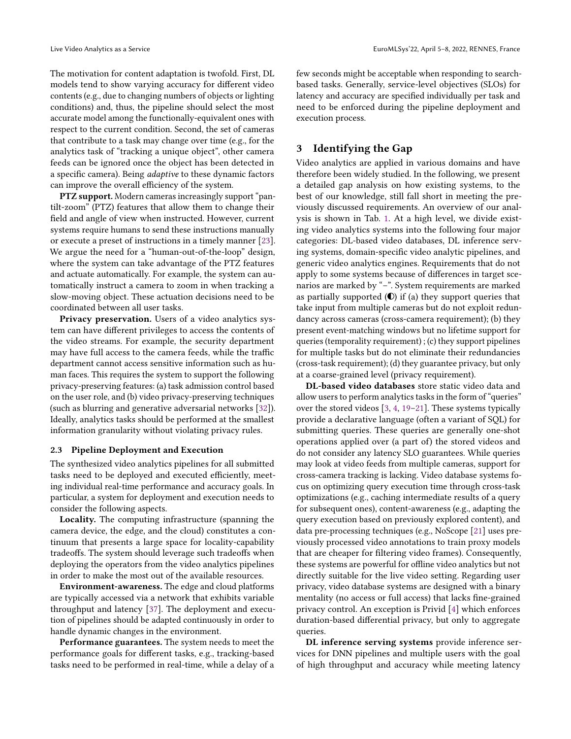The motivation for content adaptation is twofold. First, DL models tend to show varying accuracy for different video contents (e.g., due to changing numbers of objects or lighting conditions) and, thus, the pipeline should select the most accurate model among the functionally-equivalent ones with respect to the current condition. Second, the set of cameras that contribute to a task may change over time (e.g., for the analytics task of "tracking a unique object", other camera feeds can be ignored once the object has been detected in a specific camera). Being *adaptive* to these dynamic factors can improve the overall efficiency of the system.

**PTZ support.** Modern cameras increasingly support "pan-tilt-zoom" (PTZ) features that allow them to change their field and angle of view when instructed. However, current systems require humans to send these instructions manually or execute a preset of instructions in a timely manner [23]. We argue the need for a "human-out-of-the-loop" design, where the system can take advantage of the PTZ features and actuate automatically. For example, the system can automatically instruct a camera to zoom in when tracking a slow-moving object. These actuation decisions need to be coordinated between all user tasks.

**Privacy preservation.** Users of a video analytics system can have different privileges to access the contents of the video streams. For example, the security department may have full access to the camera feeds, while the traffic department cannot access sensitive information such as human faces. This requires the system to support the following privacy-preserving features: (a) task admission control based on the user role, and (b) video privacy-preserving techniques (such as blurring and generative adversarial networks [32]). Ideally, analytics tasks should be performed at the smallest information granularity without violating privacy rules.

### 2.3 Pipeline Deployment and Execution

The synthesized video analytics pipelines for all submitted tasks need to be deployed and executed efficiently, meeting individual real-time performance and accuracy goals. In particular, a system for deployment and execution needs to consider the following aspects.

**Locality.** The computing infrastructure (spanning the camera device, the edge, and the cloud) constitutes a continuum that presents a large space for locality-capability tradeoffs. The system should leverage such tradeoffs when deploying the operators from the video analytics pipelines in order to make the most out of the available resources.

**Environment-awareness.** The edge and cloud platforms are typically accessed via a network that exhibits variable throughput and latency [37]. The deployment and execution of pipelines should be adapted continuously in order to handle dynamic changes in the environment.

**Performance guarantees.** The system needs to meet the performance goals for different tasks, e.g., tracking-based tasks need to be performed in real-time, while a delay of a few seconds might be acceptable when responding to search-based tasks. Generally, service-level objectives (SLOs) for latency and accuracy are specified individually per task and need to be enforced during the pipeline deployment and execution process.

## 3 Identifying the Gap

Video analytics are applied in various domains and have therefore been widely studied. In the following, we present a detailed gap analysis on how existing systems, to the best of our knowledge, still fall short in meeting the previously discussed requirements. An overview of our analysis is shown in Tab. 1. At a high level, we divide existing video analytics systems into the following four major categories: DL-based video databases, DL inference serving systems, domain-specific video analytic pipelines, and generic video analytics engines. Requirements that do not apply to some systems because of differences in target scenarios are marked by "–". System requirements are marked as partially supported (◐) if (a) they support queries that take input from multiple cameras but do not exploit redundancy across cameras (cross-camera requirement); (b) they present event-matching windows but no lifetime support for queries (temporality requirement) ; (c) they support pipelines for multiple tasks but do not eliminate their redundancies (cross-task requirement); (d) they guarantee privacy, but only at a coarse-grained level (privacy requirement).

**DL-based video databases** store static video data and allow users to perform analytics tasks in the form of "queries" over the stored videos [3, 4, 19–21]. These systems typically provide a declarative language (often a variant of SQL) for submitting queries. These queries are generally one-shot operations applied over (a part of) the stored videos and do not consider any latency SLO guarantees. While queries may look at video feeds from multiple cameras, support for cross-camera tracking is lacking. Video database systems focus on optimizing query execution time through cross-task optimizations (e.g., caching intermediate results of a query for subsequent ones), content-awareness (e.g., adapting the query execution based on previously explored content), and data pre-processing techniques (e.g., NoScope [21] uses previously processed video annotations to train proxy models that are cheaper for filtering video frames). Consequently, these systems are powerful for offline video analytics but not directly suitable for the live video setting. Regarding user privacy, video database systems are designed with a binary mentality (no access or full access) that lacks fine-grained privacy control. An exception is Privid [4] which enforces duration-based differential privacy, but only to aggregate queries.

**DL inference serving systems** provide inference services for DNN pipelines and multiple users with the goal of high throughput and accuracy while meeting latency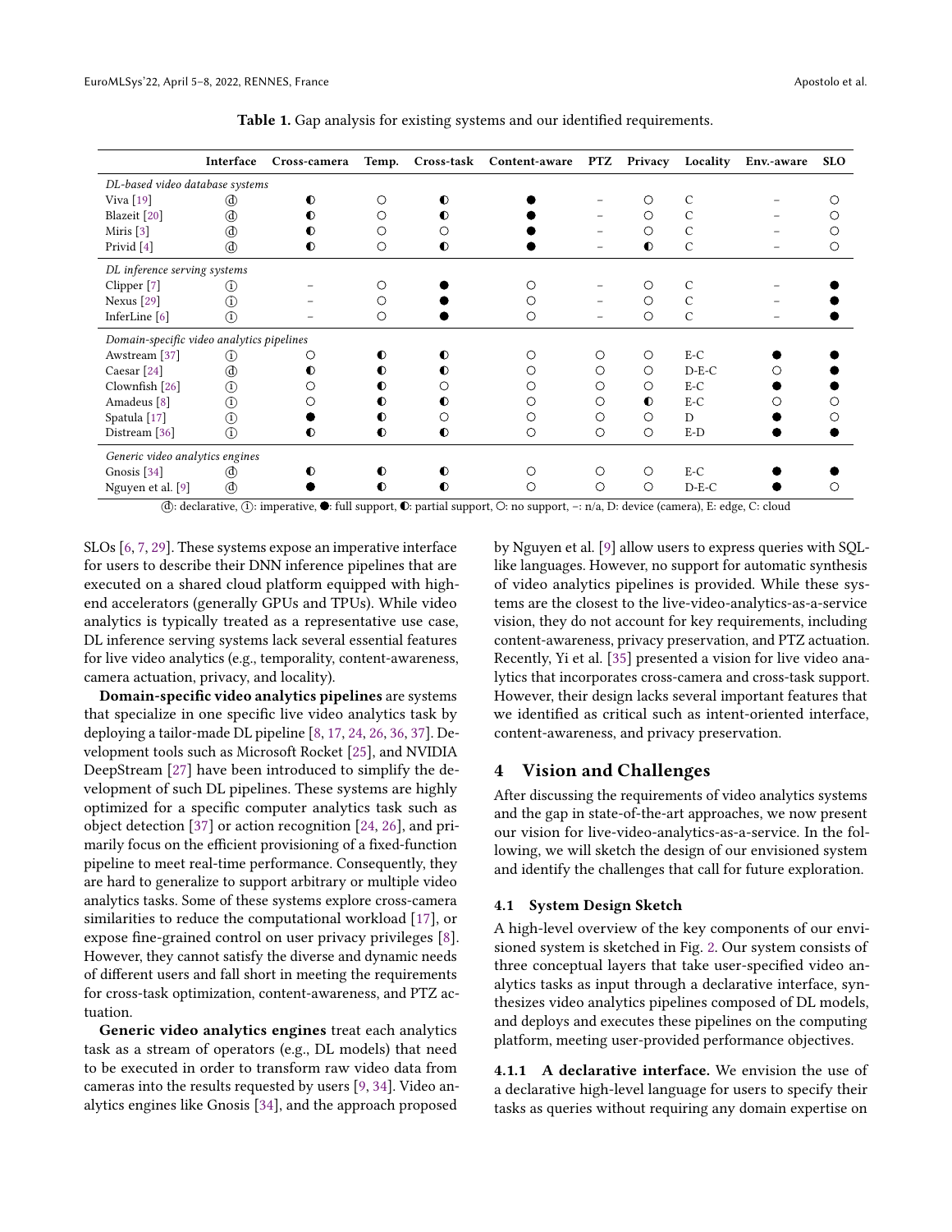**Table 1.** Gap analysis for existing systems and our identified requirements.

| | Interface | Cross-camera | Temp. | Cross-task | Content-aware | PTZ | Privacy | Locality | Env.-aware | SLO |
|---|---|---|---|---|---|---|---|---|---|---|
| *DL-based video database systems* | | | | | | | | | | |
| Viva [19] | ⓓ | ◐ | ○ | ◐ | ● | – | ○ | C | – | ○ |
| Blazeit [20] | ⓓ | ◐ | ○ | ◐ | ● | – | ○ | C | – | ○ |
| Miris [3] | ⓓ | ◐ | ○ | ○ | ● | – | ○ | C | – | ○ |
| Privid [4] | ⓓ | ◐ | ○ | ◐ | ● | – | ◐ | C | – | ○ |
| *DL inference serving systems* | | | | | | | | | | |
| Clipper [7] | ⓘ | – | ○ | ● | ○ | – | ○ | C | – | ● |
| Nexus [29] | ⓘ | – | ○ | ● | ○ | – | ○ | C | – | ● |
| InferLine [6] | ⓘ | – | ○ | ● | ○ | – | ○ | C | – | ● |
| *Domain-specific video analytics pipelines* | | | | | | | | | | |
| Awstream [37] | ⓘ | ○ | ◐ | ◐ | ○ | ○ | ○ | E-C | ● | ● |
| Caesar [24] | ⓓ | ◐ | ◐ | ◐ | ○ | ○ | ○ | D-E-C | ○ | ● |
| Clownfish [26] | ⓘ | ○ | ◐ | ○ | ○ | ○ | ○ | E-C | ● | ● |
| Amadeus [8] | ⓘ | ○ | ◐ | ◐ | ○ | ○ | ◐ | E-C | ○ | ○ |
| Spatula [17] | ⓘ | ● | ◐ | ○ | ○ | ○ | ○ | D | ● | ○ |
| Distream [36] | ⓘ | ◐ | ◐ | ◐ | ○ | ○ | ○ | E-D | ● | ● |
| *Generic video analytics engines* | | | | | | | | | | |
| Gnosis [34] | ⓓ | ◐ | ◐ | ◐ | ○ | ○ | ○ | E-C | ● | ● |
| Nguyen et al. [9] | ⓓ | ● | ◐ | ◐ | ○ | ○ | ○ | D-E-C | ● | ○ |

ⓓ: declarative, ⓘ: imperative, ●: full support, ◐: partial support, ○: no support, –: n/a, D: device (camera), E: edge, C: cloud

SLOs [6, 7, 29]. These systems expose an imperative interface for users to describe their DNN inference pipelines that are executed on a shared cloud platform equipped with high-end accelerators (generally GPUs and TPUs). While video analytics is typically treated as a representative use case, DL inference serving systems lack several essential features for live video analytics (e.g., temporality, content-awareness, camera actuation, privacy, and locality).

**Domain-specific video analytics pipelines** are systems that specialize in one specific live video analytics task by deploying a tailor-made DL pipeline [8, 17, 24, 26, 36, 37]. Development tools such as Microsoft Rocket [25], and NVIDIA DeepStream [27] have been introduced to simplify the development of such DL pipelines. These systems are highly optimized for a specific computer analytics task such as object detection [37] or action recognition [24, 26], and primarily focus on the efficient provisioning of a fixed-function pipeline to meet real-time performance. Consequently, they are hard to generalize to support arbitrary or multiple video analytics tasks. Some of these systems explore cross-camera similarities to reduce the computational workload [17], or expose fine-grained control on user privacy privileges [8]. However, they cannot satisfy the diverse and dynamic needs of different users and fall short in meeting the requirements for cross-task optimization, content-awareness, and PTZ actuation.

**Generic video analytics engines** treat each analytics task as a stream of operators (e.g., DL models) that need to be executed in order to transform raw video data from cameras into the results requested by users [9, 34]. Video analytics engines like Gnosis [34], and the approach proposed by Nguyen et al. [9] allow users to express queries with SQL-like languages. However, no support for automatic synthesis of video analytics pipelines is provided. While these systems are the closest to the live-video-analytics-as-a-service vision, they do not account for key requirements, including content-awareness, privacy preservation, and PTZ actuation. Recently, Yi et al. [35] presented a vision for live video analytics that incorporates cross-camera and cross-task support. However, their design lacks several important features that we identified as critical such as intent-oriented interface, content-awareness, and privacy preservation.

## 4 Vision and Challenges

After discussing the requirements of video analytics systems and the gap in state-of-the-art approaches, we now present our vision for live-video-analytics-as-a-service. In the following, we will sketch the design of our envisioned system and identify the challenges that call for future exploration.

### 4.1 System Design Sketch

A high-level overview of the key components of our envisioned system is sketched in Fig. 2. Our system consists of three conceptual layers that take user-specified video analytics tasks as input through a declarative interface, synthesizes video analytics pipelines composed of DL models, and deploys and executes these pipelines on the computing platform, meeting user-provided performance objectives.

**4.1.1 A declarative interface.** We envision the use of a declarative high-level language for users to specify their tasks as queries without requiring any domain expertise on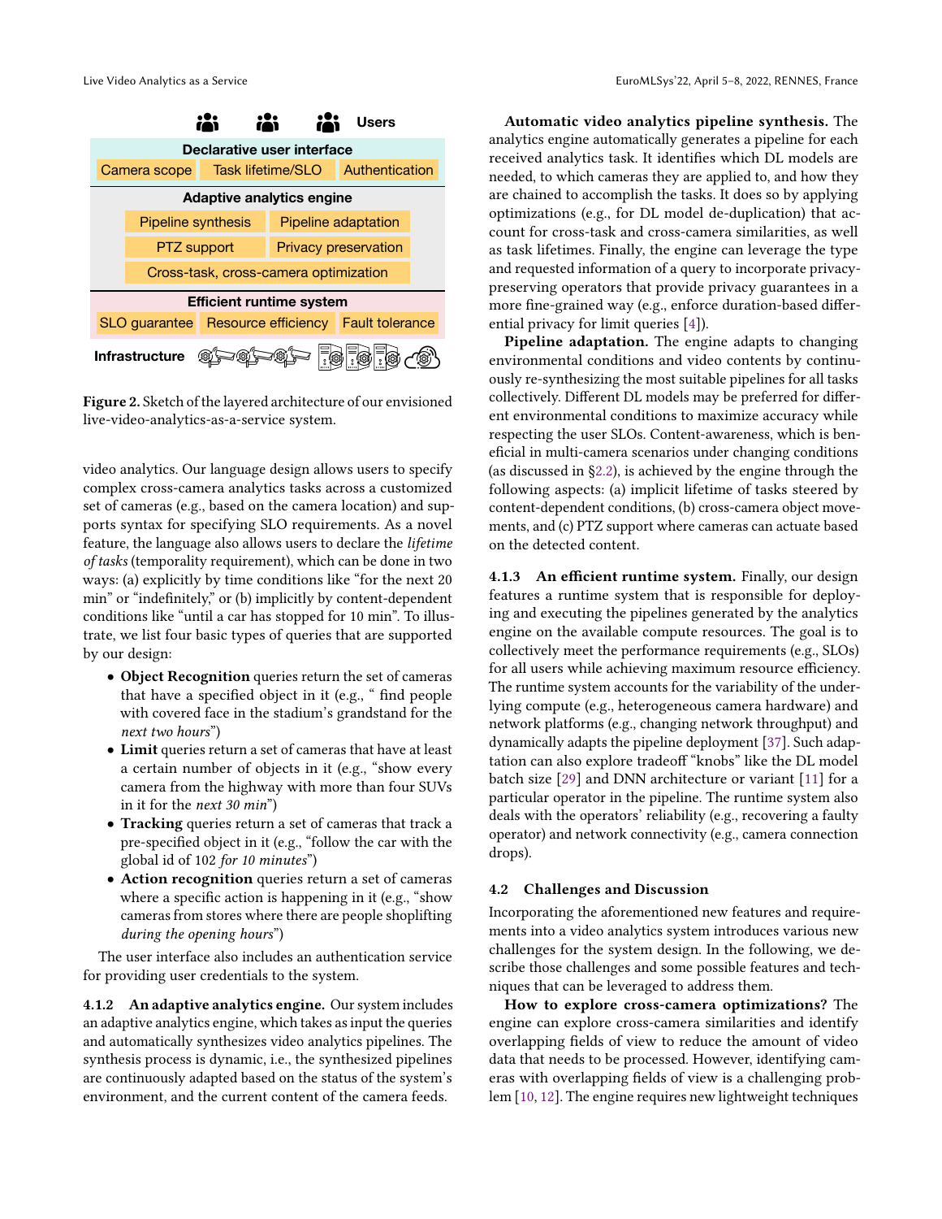Users

**Declarative user interface**

Camera scope | Task lifetime/SLO | Authentication

**Adaptive analytics engine**

Pipeline synthesis | Pipeline adaptation

PTZ support | Privacy preservation

Cross-task, cross-camera optimization

**Efficient runtime system**

SLO guarantee | Resource efficiency | Fault tolerance

**Infrastructure**

**Figure 2.** Sketch of the layered architecture of our envisioned live-video-analytics-as-a-service system.

video analytics. Our language design allows users to specify complex cross-camera analytics tasks across a customized set of cameras (e.g., based on the camera location) and supports syntax for specifying SLO requirements. As a novel feature, the language also allows users to declare the *lifetime of tasks* (temporality requirement), which can be done in two ways: (a) explicitly by time conditions like "for the next 20 min" or "indefinitely," or (b) implicitly by content-dependent conditions like "until a car has stopped for 10 min". To illustrate, we list four basic types of queries that are supported by our design:

- **Object Recognition** queries return the set of cameras that have a specified object in it (e.g., " find people with covered face in the stadium's grandstand for the *next two hours*")
- **Limit** queries return a set of cameras that have at least a certain number of objects in it (e.g., "show every camera from the highway with more than four SUVs in it for the *next 30 min*")
- **Tracking** queries return a set of cameras that track a pre-specified object in it (e.g., "follow the car with the global id of 102 *for 10 minutes*")
- **Action recognition** queries return a set of cameras where a specific action is happening in it (e.g., "show cameras from stores where there are people shoplifting *during the opening hours*")

The user interface also includes an authentication service for providing user credentials to the system.

#### 4.1.2 An adaptive analytics engine.

Our system includes an adaptive analytics engine, which takes as input the queries and automatically synthesizes video analytics pipelines. The synthesis process is dynamic, i.e., the synthesized pipelines are continuously adapted based on the status of the system's environment, and the current content of the camera feeds.

**Automatic video analytics pipeline synthesis.** The analytics engine automatically generates a pipeline for each received analytics task. It identifies which DL models are needed, to which cameras they are applied to, and how they are chained to accomplish the tasks. It does so by applying optimizations (e.g., for DL model de-duplication) that account for cross-task and cross-camera similarities, as well as task lifetimes. Finally, the engine can leverage the type and requested information of a query to incorporate privacy-preserving operators that provide privacy guarantees in a more fine-grained way (e.g., enforce duration-based differential privacy for limit queries [4]).

**Pipeline adaptation.** The engine adapts to changing environmental conditions and video contents by continuously re-synthesizing the most suitable pipelines for all tasks collectively. Different DL models may be preferred for different environmental conditions to maximize accuracy while respecting the user SLOs. Content-awareness, which is beneficial in multi-camera scenarios under changing conditions (as discussed in §2.2), is achieved by the engine through the following aspects: (a) implicit lifetime of tasks steered by content-dependent conditions, (b) cross-camera object movements, and (c) PTZ support where cameras can actuate based on the detected content.

#### 4.1.3 An efficient runtime system.

Finally, our design features a runtime system that is responsible for deploying and executing the pipelines generated by the analytics engine on the available compute resources. The goal is to collectively meet the performance requirements (e.g., SLOs) for all users while achieving maximum resource efficiency. The runtime system accounts for the variability of the underlying compute (e.g., heterogeneous camera hardware) and network platforms (e.g., changing network throughput) and dynamically adapts the pipeline deployment [37]. Such adaptation can also explore tradeoff "knobs" like the DL model batch size [29] and DNN architecture or variant [11] for a particular operator in the pipeline. The runtime system also deals with the operators' reliability (e.g., recovering a faulty operator) and network connectivity (e.g., camera connection drops).

### 4.2 Challenges and Discussion

Incorporating the aforementioned new features and requirements into a video analytics system introduces various new challenges for the system design. In the following, we describe those challenges and some possible features and techniques that can be leveraged to address them.

**How to explore cross-camera optimizations?** The engine can explore cross-camera similarities and identify overlapping fields of view to reduce the amount of video data that needs to be processed. However, identifying cameras with overlapping fields of view is a challenging problem [10, 12]. The engine requires new lightweight techniques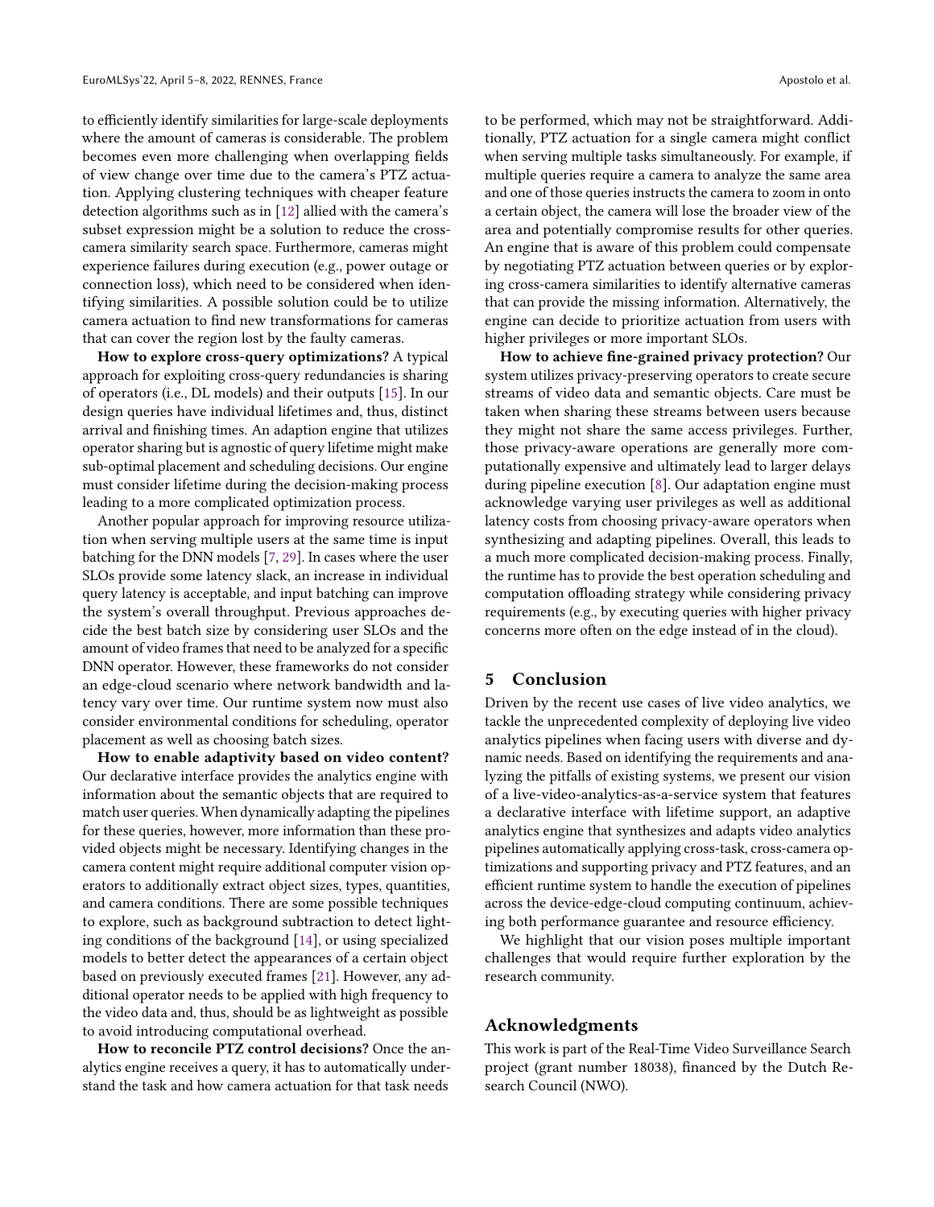to efficiently identify similarities for large-scale deployments where the amount of cameras is considerable. The problem becomes even more challenging when overlapping fields of view change over time due to the camera's PTZ actuation. Applying clustering techniques with cheaper feature detection algorithms such as in [12] allied with the camera's subset expression might be a solution to reduce the cross-camera similarity search space. Furthermore, cameras might experience failures during execution (e.g., power outage or connection loss), which need to be considered when identifying similarities. A possible solution could be to utilize camera actuation to find new transformations for cameras that can cover the region lost by the faulty cameras.

**How to explore cross-query optimizations?** A typical approach for exploiting cross-query redundancies is sharing of operators (i.e., DL models) and their outputs [15]. In our design queries have individual lifetimes and, thus, distinct arrival and finishing times. An adaption engine that utilizes operator sharing but is agnostic of query lifetime might make sub-optimal placement and scheduling decisions. Our engine must consider lifetime during the decision-making process leading to a more complicated optimization process.

Another popular approach for improving resource utilization when serving multiple users at the same time is input batching for the DNN models [7, 29]. In cases where the user SLOs provide some latency slack, an increase in individual query latency is acceptable, and input batching can improve the system's overall throughput. Previous approaches decide the best batch size by considering user SLOs and the amount of video frames that need to be analyzed for a specific DNN operator. However, these frameworks do not consider an edge-cloud scenario where network bandwidth and latency vary over time. Our runtime system now must also consider environmental conditions for scheduling, operator placement as well as choosing batch sizes.

**How to enable adaptivity based on video content?** Our declarative interface provides the analytics engine with information about the semantic objects that are required to match user queries. When dynamically adapting the pipelines for these queries, however, more information than these provided objects might be necessary. Identifying changes in the camera content might require additional computer vision operators to additionally extract object sizes, types, quantities, and camera conditions. There are some possible techniques to explore, such as background subtraction to detect lighting conditions of the background [14], or using specialized models to better detect the appearances of a certain object based on previously executed frames [21]. However, any additional operator needs to be applied with high frequency to the video data and, thus, should be as lightweight as possible to avoid introducing computational overhead.

**How to reconcile PTZ control decisions?** Once the analytics engine receives a query, it has to automatically understand the task and how camera actuation for that task needs to be performed, which may not be straightforward. Additionally, PTZ actuation for a single camera might conflict when serving multiple tasks simultaneously. For example, if multiple queries require a camera to analyze the same area and one of those queries instructs the camera to zoom in onto a certain object, the camera will lose the broader view of the area and potentially compromise results for other queries. An engine that is aware of this problem could compensate by negotiating PTZ actuation between queries or by exploring cross-camera similarities to identify alternative cameras that can provide the missing information. Alternatively, the engine can decide to prioritize actuation from users with higher privileges or more important SLOs.

**How to achieve fine-grained privacy protection?** Our system utilizes privacy-preserving operators to create secure streams of video data and semantic objects. Care must be taken when sharing these streams between users because they might not share the same access privileges. Further, those privacy-aware operations are generally more computationally expensive and ultimately lead to larger delays during pipeline execution [8]. Our adaptation engine must acknowledge varying user privileges as well as additional latency costs from choosing privacy-aware operators when synthesizing and adapting pipelines. Overall, this leads to a much more complicated decision-making process. Finally, the runtime has to provide the best operation scheduling and computation offloading strategy while considering privacy requirements (e.g., by executing queries with higher privacy concerns more often on the edge instead of in the cloud).

## 5 Conclusion

Driven by the recent use cases of live video analytics, we tackle the unprecedented complexity of deploying live video analytics pipelines when facing users with diverse and dynamic needs. Based on identifying the requirements and analyzing the pitfalls of existing systems, we present our vision of a live-video-analytics-as-a-service system that features a declarative interface with lifetime support, an adaptive analytics engine that synthesizes and adapts video analytics pipelines automatically applying cross-task, cross-camera optimizations and supporting privacy and PTZ features, and an efficient runtime system to handle the execution of pipelines across the device-edge-cloud computing continuum, achieving both performance guarantee and resource efficiency.

We highlight that our vision poses multiple important challenges that would require further exploration by the research community.

## Acknowledgments

This work is part of the Real-Time Video Surveillance Search project (grant number 18038), financed by the Dutch Research Council (NWO).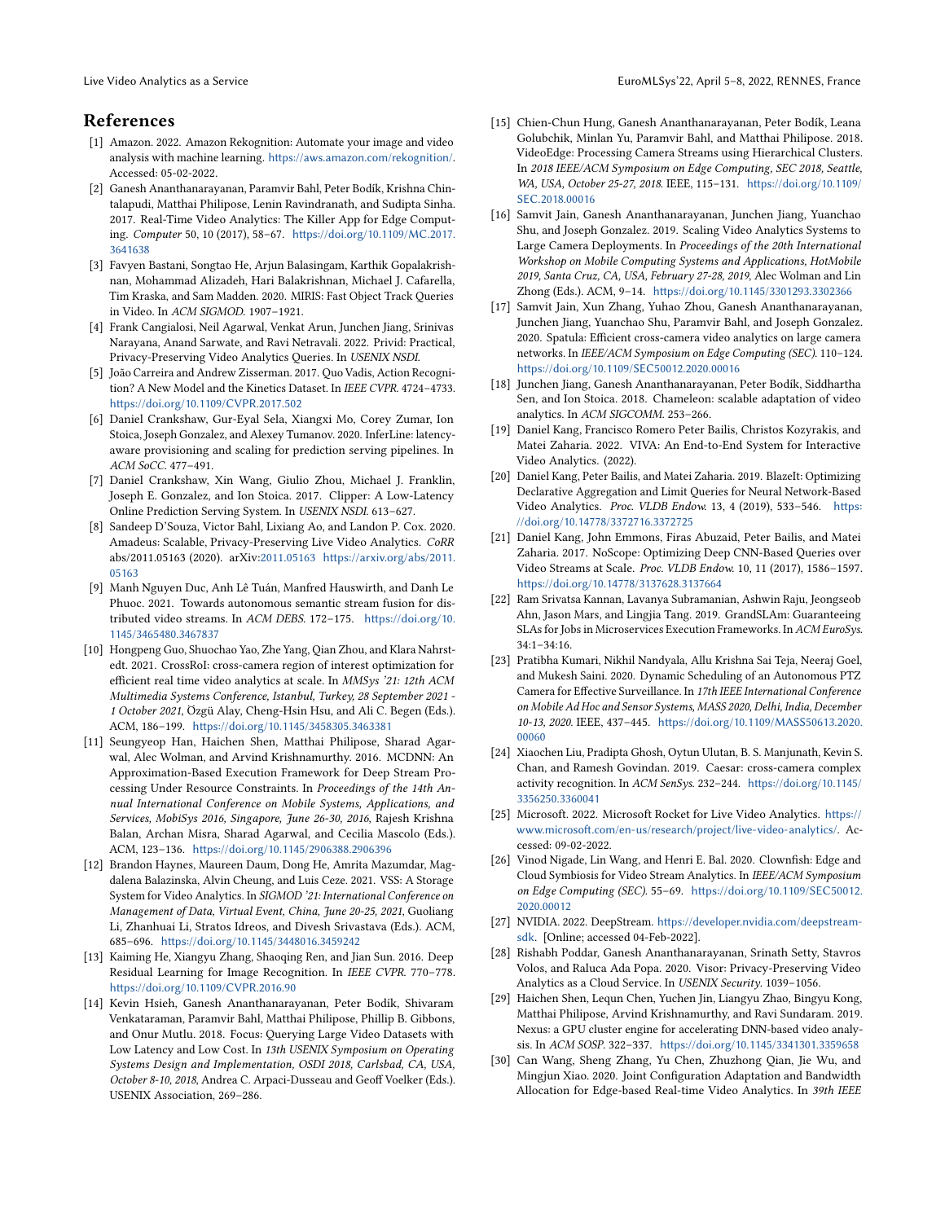## References

[1] Amazon. 2022. Amazon Rekognition: Automate your image and video analysis with machine learning. https://aws.amazon.com/rekognition/. Accessed: 05-02-2022.

[2] Ganesh Ananthanarayanan, Paramvir Bahl, Peter Bodík, Krishna Chintalapudi, Matthai Philipose, Lenin Ravindranath, and Sudipta Sinha. 2017. Real-Time Video Analytics: The Killer App for Edge Computing. *Computer* 50, 10 (2017), 58–67. https://doi.org/10.1109/MC.2017.3641638

[3] Favyen Bastani, Songtao He, Arjun Balasingam, Karthik Gopalakrishnan, Mohammad Alizadeh, Hari Balakrishnan, Michael J. Cafarella, Tim Kraska, and Sam Madden. 2020. MIRIS: Fast Object Track Queries in Video. In *ACM SIGMOD*. 1907–1921.

[4] Frank Cangialosi, Neil Agarwal, Venkat Arun, Junchen Jiang, Srinivas Narayana, Anand Sarwate, and Ravi Netravali. 2022. Privid: Practical, Privacy-Preserving Video Analytics Queries. In *USENIX NSDI*.

[5] João Carreira and Andrew Zisserman. 2017. Quo Vadis, Action Recognition? A New Model and the Kinetics Dataset. In *IEEE CVPR*. 4724–4733. https://doi.org/10.1109/CVPR.2017.502

[6] Daniel Crankshaw, Gur-Eyal Sela, Xiangxi Mo, Corey Zumar, Ion Stoica, Joseph Gonzalez, and Alexey Tumanov. 2020. InferLine: latency-aware provisioning and scaling for prediction serving pipelines. In *ACM SoCC*. 477–491.

[7] Daniel Crankshaw, Xin Wang, Giulio Zhou, Michael J. Franklin, Joseph E. Gonzalez, and Ion Stoica. 2017. Clipper: A Low-Latency Online Prediction Serving System. In *USENIX NSDI*. 613–627.

[8] Sandeep D'Souza, Victor Bahl, Lixiang Ao, and Landon P. Cox. 2020. Amadeus: Scalable, Privacy-Preserving Live Video Analytics. *CoRR* abs/2011.05163 (2020). arXiv:2011.05163 https://arxiv.org/abs/2011.05163

[9] Manh Nguyen Duc, Anh Lê Tuán, Manfred Hauswirth, and Danh Le Phuoc. 2021. Towards autonomous semantic stream fusion for distributed video streams. In *ACM DEBS*. 172–175. https://doi.org/10.1145/3465480.3467837

[10] Hongpeng Guo, Shuochao Yao, Zhe Yang, Qian Zhou, and Klara Nahrstedt. 2021. CrossRoI: cross-camera region of interest optimization for efficient real time video analytics at scale. In *MMSys '21: 12th ACM Multimedia Systems Conference, Istanbul, Turkey, 28 September 2021 - 1 October 2021*, Özgü Alay, Cheng-Hsin Hsu, and Ali C. Begen (Eds.). ACM, 186–199. https://doi.org/10.1145/3458305.3463381

[11] Seungyeop Han, Haichen Shen, Matthai Philipose, Sharad Agarwal, Alec Wolman, and Arvind Krishnamurthy. 2016. MCDNN: An Approximation-Based Execution Framework for Deep Stream Processing Under Resource Constraints. In *Proceedings of the 14th Annual International Conference on Mobile Systems, Applications, and Services, MobiSys 2016, Singapore, June 26-30, 2016*, Rajesh Krishna Balan, Archan Misra, Sharad Agarwal, and Cecilia Mascolo (Eds.). ACM, 123–136. https://doi.org/10.1145/2906388.2906396

[12] Brandon Haynes, Maureen Daum, Dong He, Amrita Mazumdar, Magdalena Balazinska, Alvin Cheung, and Luis Ceze. 2021. VSS: A Storage System for Video Analytics. In *SIGMOD '21: International Conference on Management of Data, Virtual Event, China, June 20-25, 2021*, Guoliang Li, Zhanhuai Li, Stratos Idreos, and Divesh Srivastava (Eds.). ACM, 685–696. https://doi.org/10.1145/3448016.3459242

[13] Kaiming He, Xiangyu Zhang, Shaoqing Ren, and Jian Sun. 2016. Deep Residual Learning for Image Recognition. In *IEEE CVPR*. 770–778. https://doi.org/10.1109/CVPR.2016.90

[14] Kevin Hsieh, Ganesh Ananthanarayanan, Peter Bodík, Shivaram Venkataraman, Paramvir Bahl, Matthai Philipose, Phillip B. Gibbons, and Onur Mutlu. 2018. Focus: Querying Large Video Datasets with Low Latency and Low Cost. In *13th USENIX Symposium on Operating Systems Design and Implementation, OSDI 2018, Carlsbad, CA, USA, October 8-10, 2018*, Andrea C. Arpaci-Dusseau and Geoff Voelker (Eds.). USENIX Association, 269–286.

[15] Chien-Chun Hung, Ganesh Ananthanarayanan, Peter Bodík, Leana Golubchik, Minlan Yu, Paramvir Bahl, and Matthai Philipose. 2018. VideoEdge: Processing Camera Streams using Hierarchical Clusters. In *2018 IEEE/ACM Symposium on Edge Computing, SEC 2018, Seattle, WA, USA, October 25-27, 2018*. IEEE, 115–131. https://doi.org/10.1109/SEC.2018.00016

[16] Samvit Jain, Ganesh Ananthanarayanan, Junchen Jiang, Yuanchao Shu, and Joseph Gonzalez. 2019. Scaling Video Analytics Systems to Large Camera Deployments. In *Proceedings of the 20th International Workshop on Mobile Computing Systems and Applications, HotMobile 2019, Santa Cruz, CA, USA, February 27-28, 2019*, Alec Wolman and Lin Zhong (Eds.). ACM, 9–14. https://doi.org/10.1145/3301293.3302366

[17] Samvit Jain, Xun Zhang, Yuhao Zhou, Ganesh Ananthanarayanan, Junchen Jiang, Yuanchao Shu, Paramvir Bahl, and Joseph Gonzalez. 2020. Spatula: Efficient cross-camera video analytics on large camera networks. In *IEEE/ACM Symposium on Edge Computing (SEC)*. 110–124. https://doi.org/10.1109/SEC50012.2020.00016

[18] Junchen Jiang, Ganesh Ananthanarayanan, Peter Bodík, Siddhartha Sen, and Ion Stoica. 2018. Chameleon: scalable adaptation of video analytics. In *ACM SIGCOMM*. 253–266.

[19] Daniel Kang, Francisco Romero Peter Bailis, Christos Kozyrakis, and Matei Zaharia. 2022. VIVA: An End-to-End System for Interactive Video Analytics. (2022).

[20] Daniel Kang, Peter Bailis, and Matei Zaharia. 2019. BlazeIt: Optimizing Declarative Aggregation and Limit Queries for Neural Network-Based Video Analytics. *Proc. VLDB Endow.* 13, 4 (2019), 533–546. https://doi.org/10.14778/3372716.3372725

[21] Daniel Kang, John Emmons, Firas Abuzaid, Peter Bailis, and Matei Zaharia. 2017. NoScope: Optimizing Deep CNN-Based Queries over Video Streams at Scale. *Proc. VLDB Endow.* 10, 11 (2017), 1586–1597. https://doi.org/10.14778/3137628.3137664

[22] Ram Srivatsa Kannan, Lavanya Subramanian, Ashwin Raju, Jeongseob Ahn, Jason Mars, and Lingjia Tang. 2019. GrandSLAm: Guaranteeing SLAs for Jobs in Microservices Execution Frameworks. In *ACM EuroSys*. 34:1–34:16.

[23] Pratibha Kumari, Nikhil Nandyala, Allu Krishna Sai Teja, Neeraj Goel, and Mukesh Saini. 2020. Dynamic Scheduling of an Autonomous PTZ Camera for Effective Surveillance. In *17th IEEE International Conference on Mobile Ad Hoc and Sensor Systems, MASS 2020, Delhi, India, December 10-13, 2020*. IEEE, 437–445. https://doi.org/10.1109/MASS50613.2020.00060

[24] Xiaochen Liu, Pradipta Ghosh, Oytun Ulutan, B. S. Manjunath, Kevin S. Chan, and Ramesh Govindan. 2019. Caesar: cross-camera complex activity recognition. In *ACM SenSys*. 232–244. https://doi.org/10.1145/3356250.3360041

[25] Microsoft. 2022. Microsoft Rocket for Live Video Analytics. https://www.microsoft.com/en-us/research/project/live-video-analytics/. Accessed: 09-02-2022.

[26] Vinod Nigade, Lin Wang, and Henri E. Bal. 2020. Clownfish: Edge and Cloud Symbiosis for Video Stream Analytics. In *IEEE/ACM Symposium on Edge Computing (SEC)*. 55–69. https://doi.org/10.1109/SEC50012.2020.00012

[27] NVIDIA. 2022. DeepStream. https://developer.nvidia.com/deepstream-sdk. [Online; accessed 04-Feb-2022].

[28] Rishabh Poddar, Ganesh Ananthanarayanan, Srinath Setty, Stavros Volos, and Raluca Ada Popa. 2020. Visor: Privacy-Preserving Video Analytics as a Cloud Service. In *USENIX Security*. 1039–1056.

[29] Haichen Shen, Lequn Chen, Yuchen Jin, Liangyu Zhao, Bingyu Kong, Matthai Philipose, Arvind Krishnamurthy, and Ravi Sundaram. 2019. Nexus: a GPU cluster engine for accelerating DNN-based video analysis. In *ACM SOSP*. 322–337. https://doi.org/10.1145/3341301.3359658

[30] Can Wang, Sheng Zhang, Yu Chen, Zhuzhong Qian, Jie Wu, and Mingjun Xiao. 2020. Joint Configuration Adaptation and Bandwidth Allocation for Edge-based Real-time Video Analytics. In *39th IEEE*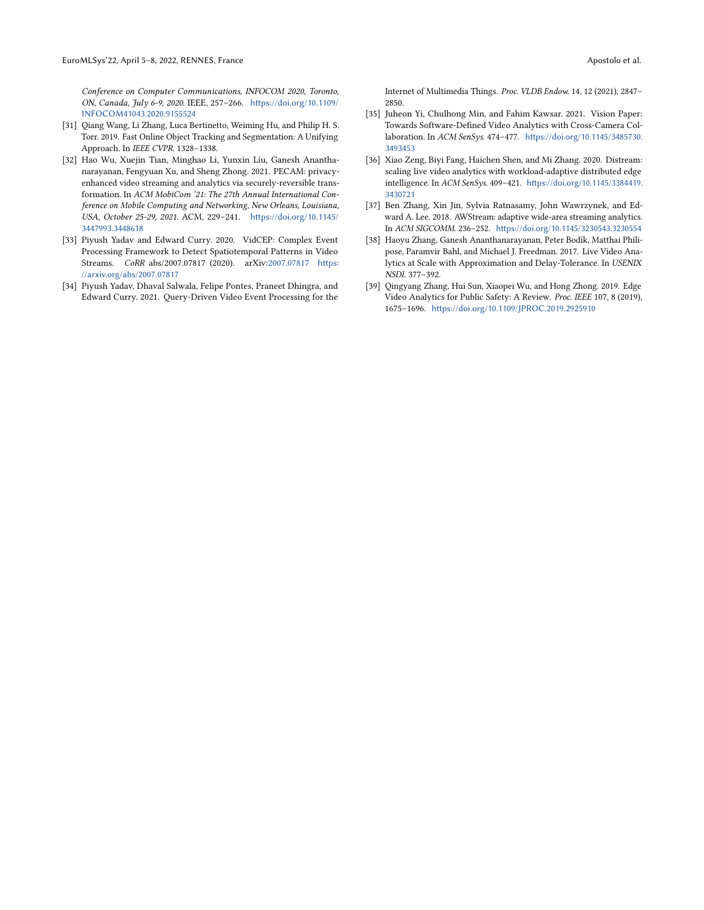Conference on Computer Communications, INFOCOM 2020, Toronto, ON, Canada, July 6-9, 2020.* IEEE, 257–266. https://doi.org/10.1109/INFOCOM41043.2020.9155524

[31] Qiang Wang, Li Zhang, Luca Bertinetto, Weiming Hu, and Philip H. S. Torr. 2019. Fast Online Object Tracking and Segmentation: A Unifying Approach. In *IEEE CVPR*. 1328–1338.

[32] Hao Wu, Xuejin Tian, Minghao Li, Yunxin Liu, Ganesh Ananthanarayanan, Fengyuan Xu, and Sheng Zhong. 2021. PECAM: privacy-enhanced video streaming and analytics via securely-reversible transformation. In *ACM MobiCom '21: The 27th Annual International Conference on Mobile Computing and Networking, New Orleans, Louisiana, USA, October 25-29, 2021.* ACM, 229–241. https://doi.org/10.1145/3447993.3448618

[33] Piyush Yadav and Edward Curry. 2020. VidCEP: Complex Event Processing Framework to Detect Spatiotemporal Patterns in Video Streams. *CoRR* abs/2007.07817 (2020). arXiv:2007.07817 https://arxiv.org/abs/2007.07817

[34] Piyush Yadav, Dhaval Salwala, Felipe Pontes, Praneet Dhingra, and Edward Curry. 2021. Query-Driven Video Event Processing for the Internet of Multimedia Things. *Proc. VLDB Endow.* 14, 12 (2021), 2847–2850.

[35] Juheon Yi, Chulhong Min, and Fahim Kawsar. 2021. Vision Paper: Towards Software-Defined Video Analytics with Cross-Camera Collaboration. In *ACM SenSys*. 474–477. https://doi.org/10.1145/3485730.3493453

[36] Xiao Zeng, Biyi Fang, Haichen Shen, and Mi Zhang. 2020. Distream: scaling live video analytics with workload-adaptive distributed edge intelligence. In *ACM SenSys*. 409–421. https://doi.org/10.1145/3384419.3430721

[37] Ben Zhang, Xin Jin, Sylvia Ratnasamy, John Wawrzynek, and Edward A. Lee. 2018. AWStream: adaptive wide-area streaming analytics. In *ACM SIGCOMM*. 236–252. https://doi.org/10.1145/3230543.3230554

[38] Haoyu Zhang, Ganesh Ananthanarayanan, Peter Bodík, Matthai Philipose, Paramvir Bahl, and Michael J. Freedman. 2017. Live Video Analytics at Scale with Approximation and Delay-Tolerance. In *USENIX NSDI*. 377–392.

[39] Qingyang Zhang, Hui Sun, Xiaopei Wu, and Hong Zhong. 2019. Edge Video Analytics for Public Safety: A Review. *Proc. IEEE* 107, 8 (2019), 1675–1696. https://doi.org/10.1109/JPROC.2019.2925910